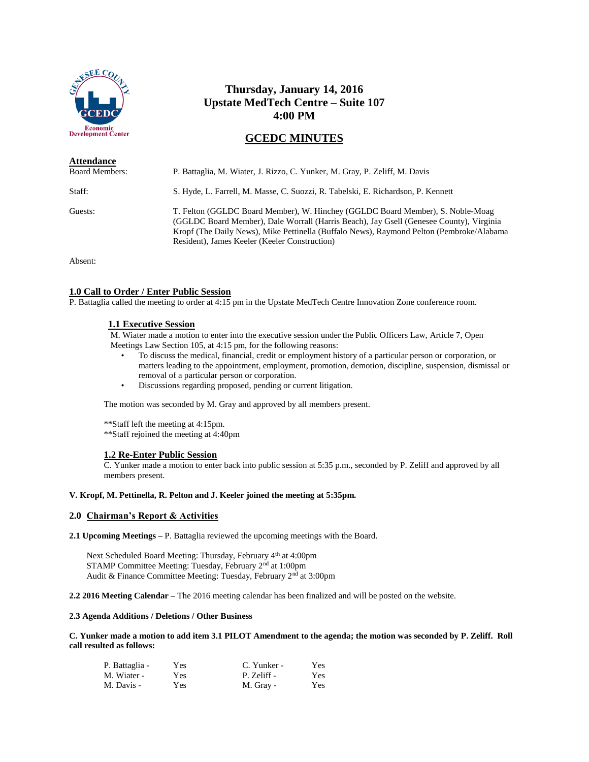# Thursday, January 14, 2016
## Upstate MedTech Centre – Suite 107
## 4:00 PM

## GCEDC MINUTES

**Attendance**

Board Members: P. Battaglia, M. Wiater, J. Rizzo, C. Yunker, M. Gray, P. Zeliff, M. Davis

Staff: S. Hyde, L. Farrell, M. Masse, C. Suozzi, R. Tabelski, E. Richardson, P. Kennett

Guests: T. Felton (GGLDC Board Member), W. Hinchey (GGLDC Board Member), S. Noble-Moag (GGLDC Board Member), Dale Worrall (Harris Beach), Jay Gsell (Genesee County), Virginia Kropf (The Daily News), Mike Pettinella (Buffalo News), Raymond Pelton (Pembroke/Alabama Resident), James Keeler (Keeler Construction)

Absent:

### 1.0 Call to Order / Enter Public Session

P. Battaglia called the meeting to order at 4:15 pm in the Upstate MedTech Centre Innovation Zone conference room.

#### 1.1 Executive Session

M. Wiater made a motion to enter into the executive session under the Public Officers Law, Article 7, Open Meetings Law Section 105, at 4:15 pm, for the following reasons:

- To discuss the medical, financial, credit or employment history of a particular person or corporation, or matters leading to the appointment, employment, promotion, demotion, discipline, suspension, dismissal or removal of a particular person or corporation.
- Discussions regarding proposed, pending or current litigation.

The motion was seconded by M. Gray and approved by all members present.

**Staff left the meeting at 4:15pm.
**Staff rejoined the meeting at 4:40pm

#### 1.2 Re-Enter Public Session

C. Yunker made a motion to enter back into public session at 5:35 p.m., seconded by P. Zeliff and approved by all members present.

**V. Kropf, M. Pettinella, R. Pelton and J. Keeler joined the meeting at 5:35pm.**

### 2.0 Chairman's Report & Activities

**2.1 Upcoming Meetings** – P. Battaglia reviewed the upcoming meetings with the Board.

Next Scheduled Board Meeting: Thursday, February 4th at 4:00pm
STAMP Committee Meeting: Tuesday, February 2nd at 1:00pm
Audit & Finance Committee Meeting: Tuesday, February 2nd at 3:00pm

**2.2 2016 Meeting Calendar** – The 2016 meeting calendar has been finalized and will be posted on the website.

**2.3 Agenda Additions / Deletions / Other Business**

**C. Yunker made a motion to add item 3.1 PILOT Amendment to the agenda; the motion was seconded by P. Zeliff. Roll call resulted as follows:**

| | | | |
|---|---|---|---|
| P. Battaglia - | Yes | C. Yunker - | Yes |
| M. Wiater - | Yes | P. Zeliff - | Yes |
| M. Davis - | Yes | M. Gray - | Yes |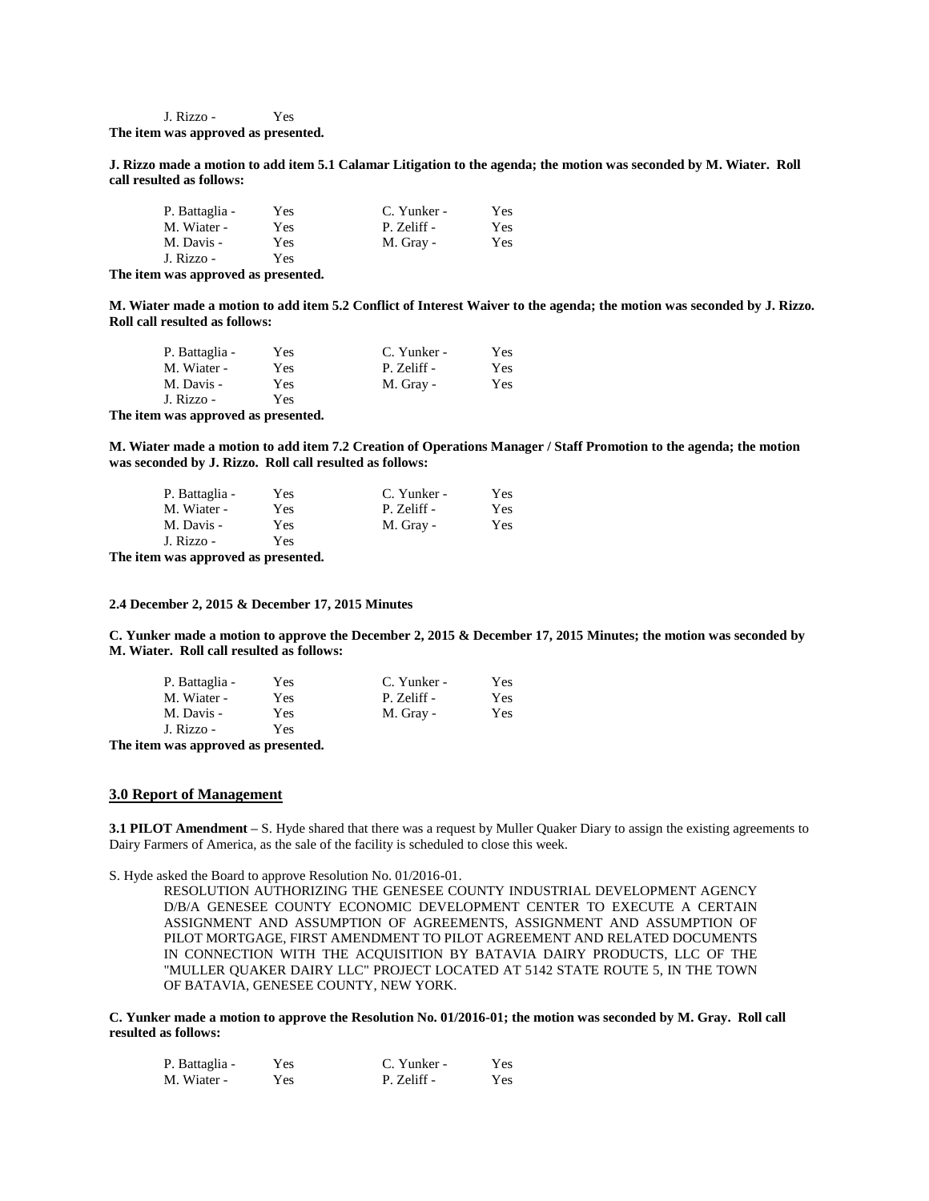J. Rizzo - Yes

**The item was approved as presented.**

**J. Rizzo made a motion to add item 5.1 Calamar Litigation to the agenda; the motion was seconded by M. Wiater. Roll call resulted as follows:**

| | | | |
|---|---|---|---|
| P. Battaglia - | Yes | C. Yunker - | Yes |
| M. Wiater - | Yes | P. Zeliff - | Yes |
| M. Davis - | Yes | M. Gray - | Yes |
| J. Rizzo - | Yes | | |

**The item was approved as presented.**

**M. Wiater made a motion to add item 5.2 Conflict of Interest Waiver to the agenda; the motion was seconded by J. Rizzo. Roll call resulted as follows:**

| | | | |
|---|---|---|---|
| P. Battaglia - | Yes | C. Yunker - | Yes |
| M. Wiater - | Yes | P. Zeliff - | Yes |
| M. Davis - | Yes | M. Gray - | Yes |
| J. Rizzo - | Yes | | |

**The item was approved as presented.**

**M. Wiater made a motion to add item 7.2 Creation of Operations Manager / Staff Promotion to the agenda; the motion was seconded by J. Rizzo. Roll call resulted as follows:**

| | | | |
|---|---|---|---|
| P. Battaglia - | Yes | C. Yunker - | Yes |
| M. Wiater - | Yes | P. Zeliff - | Yes |
| M. Davis - | Yes | M. Gray - | Yes |
| J. Rizzo - | Yes | | |

**The item was approved as presented.**

**2.4 December 2, 2015 & December 17, 2015 Minutes**

**C. Yunker made a motion to approve the December 2, 2015 & December 17, 2015 Minutes; the motion was seconded by M. Wiater. Roll call resulted as follows:**

| | | | |
|---|---|---|---|
| P. Battaglia - | Yes | C. Yunker - | Yes |
| M. Wiater - | Yes | P. Zeliff - | Yes |
| M. Davis - | Yes | M. Gray - | Yes |
| J. Rizzo - | Yes | | |

**The item was approved as presented.**

## 3.0 Report of Management

**3.1 PILOT Amendment –** S. Hyde shared that there was a request by Muller Quaker Diary to assign the existing agreements to Dairy Farmers of America, as the sale of the facility is scheduled to close this week.

S. Hyde asked the Board to approve Resolution No. 01/2016-01.

> RESOLUTION AUTHORIZING THE GENESEE COUNTY INDUSTRIAL DEVELOPMENT AGENCY D/B/A GENESEE COUNTY ECONOMIC DEVELOPMENT CENTER TO EXECUTE A CERTAIN ASSIGNMENT AND ASSUMPTION OF AGREEMENTS, ASSIGNMENT AND ASSUMPTION OF PILOT MORTGAGE, FIRST AMENDMENT TO PILOT AGREEMENT AND RELATED DOCUMENTS IN CONNECTION WITH THE ACQUISITION BY BATAVIA DAIRY PRODUCTS, LLC OF THE "MULLER QUAKER DAIRY LLC" PROJECT LOCATED AT 5142 STATE ROUTE 5, IN THE TOWN OF BATAVIA, GENESEE COUNTY, NEW YORK.

**C. Yunker made a motion to approve the Resolution No. 01/2016-01; the motion was seconded by M. Gray. Roll call resulted as follows:**

| | | | |
|---|---|---|---|
| P. Battaglia - | Yes | C. Yunker - | Yes |
| M. Wiater - | Yes | P. Zeliff - | Yes |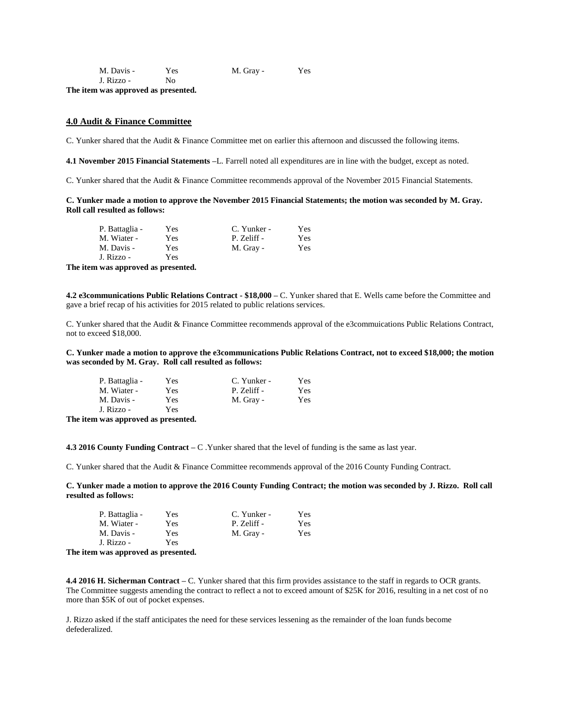| | | | |
|---|---|---|---|
| M. Davis - | Yes | M. Gray - | Yes |
| J. Rizzo - | No | | |

**The item was approved as presented.**

## 4.0 Audit & Finance Committee

C. Yunker shared that the Audit & Finance Committee met on earlier this afternoon and discussed the following items.

**4.1 November 2015 Financial Statements –**L. Farrell noted all expenditures are in line with the budget, except as noted.

C. Yunker shared that the Audit & Finance Committee recommends approval of the November 2015 Financial Statements.

**C. Yunker made a motion to approve the November 2015 Financial Statements; the motion was seconded by M. Gray. Roll call resulted as follows:**

| | | | |
|---|---|---|---|
| P. Battaglia - | Yes | C. Yunker - | Yes |
| M. Wiater - | Yes | P. Zeliff - | Yes |
| M. Davis - | Yes | M. Gray - | Yes |
| J. Rizzo - | Yes | | |

**The item was approved as presented.**

**4.2 e3communications Public Relations Contract - $18,000 –** C. Yunker shared that E. Wells came before the Committee and gave a brief recap of his activities for 2015 related to public relations services.

C. Yunker shared that the Audit & Finance Committee recommends approval of the e3commuications Public Relations Contract, not to exceed $18,000.

**C. Yunker made a motion to approve the e3communications Public Relations Contract, not to exceed $18,000; the motion was seconded by M. Gray. Roll call resulted as follows:**

| | | | |
|---|---|---|---|
| P. Battaglia - | Yes | C. Yunker - | Yes |
| M. Wiater - | Yes | P. Zeliff - | Yes |
| M. Davis - | Yes | M. Gray - | Yes |
| J. Rizzo - | Yes | | |

**The item was approved as presented.**

**4.3 2016 County Funding Contract –** C .Yunker shared that the level of funding is the same as last year.

C. Yunker shared that the Audit & Finance Committee recommends approval of the 2016 County Funding Contract.

**C. Yunker made a motion to approve the 2016 County Funding Contract; the motion was seconded by J. Rizzo. Roll call resulted as follows:**

| | | | |
|---|---|---|---|
| P. Battaglia - | Yes | C. Yunker - | Yes |
| M. Wiater - | Yes | P. Zeliff - | Yes |
| M. Davis - | Yes | M. Gray - | Yes |
| J. Rizzo - | Yes | | |

**The item was approved as presented.**

**4.4 2016 H. Sicherman Contract –** C. Yunker shared that this firm provides assistance to the staff in regards to OCR grants. The Committee suggests amending the contract to reflect a not to exceed amount of $25K for 2016, resulting in a net cost of no more than $5K of out of pocket expenses.

J. Rizzo asked if the staff anticipates the need for these services lessening as the remainder of the loan funds become defederalized.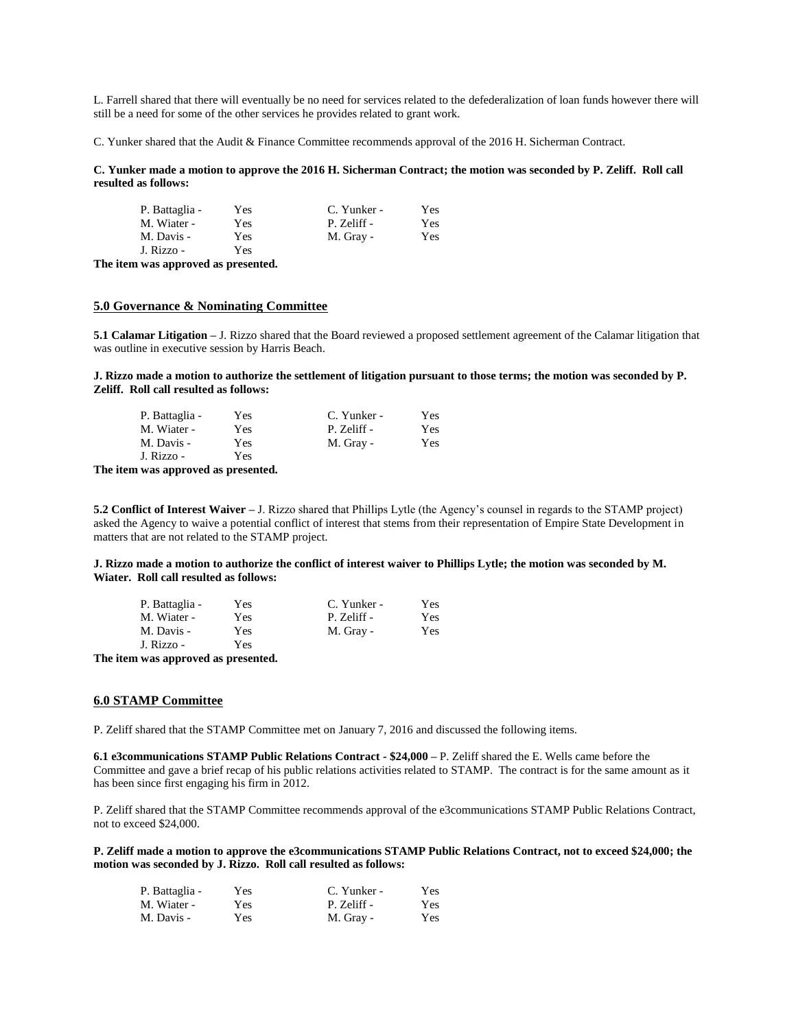L. Farrell shared that there will eventually be no need for services related to the defederalization of loan funds however there will still be a need for some of the other services he provides related to grant work.

C. Yunker shared that the Audit & Finance Committee recommends approval of the 2016 H. Sicherman Contract.

**C. Yunker made a motion to approve the 2016 H. Sicherman Contract; the motion was seconded by P. Zeliff. Roll call resulted as follows:**

| | | | |
|---|---|---|---|
| P. Battaglia - | Yes | C. Yunker - | Yes |
| M. Wiater - | Yes | P. Zeliff - | Yes |
| M. Davis - | Yes | M. Gray - | Yes |
| J. Rizzo - | Yes | | |

**The item was approved as presented.**

## 5.0 Governance & Nominating Committee

**5.1 Calamar Litigation –** J. Rizzo shared that the Board reviewed a proposed settlement agreement of the Calamar litigation that was outline in executive session by Harris Beach.

**J. Rizzo made a motion to authorize the settlement of litigation pursuant to those terms; the motion was seconded by P. Zeliff. Roll call resulted as follows:**

| | | | |
|---|---|---|---|
| P. Battaglia - | Yes | C. Yunker - | Yes |
| M. Wiater - | Yes | P. Zeliff - | Yes |
| M. Davis - | Yes | M. Gray - | Yes |
| J. Rizzo - | Yes | | |

**The item was approved as presented.**

**5.2 Conflict of Interest Waiver –** J. Rizzo shared that Phillips Lytle (the Agency's counsel in regards to the STAMP project) asked the Agency to waive a potential conflict of interest that stems from their representation of Empire State Development in matters that are not related to the STAMP project.

**J. Rizzo made a motion to authorize the conflict of interest waiver to Phillips Lytle; the motion was seconded by M. Wiater. Roll call resulted as follows:**

| | | | |
|---|---|---|---|
| P. Battaglia - | Yes | C. Yunker - | Yes |
| M. Wiater - | Yes | P. Zeliff - | Yes |
| M. Davis - | Yes | M. Gray - | Yes |
| J. Rizzo - | Yes | | |

**The item was approved as presented.**

## 6.0 STAMP Committee

P. Zeliff shared that the STAMP Committee met on January 7, 2016 and discussed the following items.

**6.1 e3communications STAMP Public Relations Contract - $24,000 –** P. Zeliff shared the E. Wells came before the Committee and gave a brief recap of his public relations activities related to STAMP. The contract is for the same amount as it has been since first engaging his firm in 2012.

P. Zeliff shared that the STAMP Committee recommends approval of the e3communications STAMP Public Relations Contract, not to exceed $24,000.

**P. Zeliff made a motion to approve the e3communications STAMP Public Relations Contract, not to exceed $24,000; the motion was seconded by J. Rizzo. Roll call resulted as follows:**

| | | | |
|---|---|---|---|
| P. Battaglia - | Yes | C. Yunker - | Yes |
| M. Wiater - | Yes | P. Zeliff - | Yes |
| M. Davis - | Yes | M. Gray - | Yes |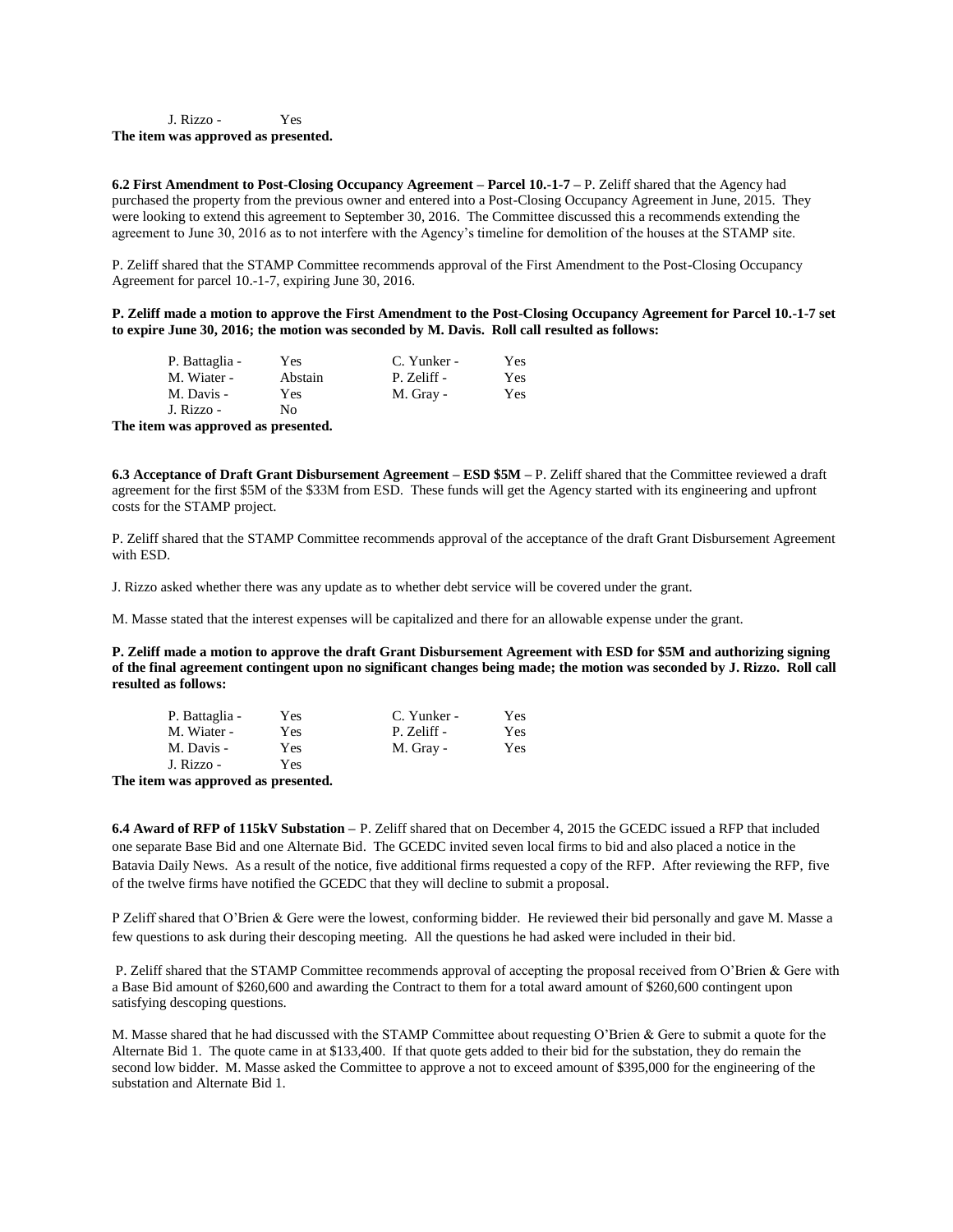J. Rizzo - Yes

**The item was approved as presented.**

**6.2 First Amendment to Post-Closing Occupancy Agreement – Parcel 10.-1-7 –** P. Zeliff shared that the Agency had purchased the property from the previous owner and entered into a Post-Closing Occupancy Agreement in June, 2015. They were looking to extend this agreement to September 30, 2016. The Committee discussed this a recommends extending the agreement to June 30, 2016 as to not interfere with the Agency's timeline for demolition of the houses at the STAMP site.

P. Zeliff shared that the STAMP Committee recommends approval of the First Amendment to the Post-Closing Occupancy Agreement for parcel 10.-1-7, expiring June 30, 2016.

**P. Zeliff made a motion to approve the First Amendment to the Post-Closing Occupancy Agreement for Parcel 10.-1-7 set to expire June 30, 2016; the motion was seconded by M. Davis. Roll call resulted as follows:**

| | | | |
|---|---|---|---|
| P. Battaglia - | Yes | C. Yunker - | Yes |
| M. Wiater - | Abstain | P. Zeliff - | Yes |
| M. Davis - | Yes | M. Gray - | Yes |
| J. Rizzo - | No | | |

**The item was approved as presented.**

**6.3 Acceptance of Draft Grant Disbursement Agreement – ESD $5M –** P. Zeliff shared that the Committee reviewed a draft agreement for the first $5M of the $33M from ESD. These funds will get the Agency started with its engineering and upfront costs for the STAMP project.

P. Zeliff shared that the STAMP Committee recommends approval of the acceptance of the draft Grant Disbursement Agreement with ESD.

J. Rizzo asked whether there was any update as to whether debt service will be covered under the grant.

M. Masse stated that the interest expenses will be capitalized and there for an allowable expense under the grant.

**P. Zeliff made a motion to approve the draft Grant Disbursement Agreement with ESD for $5M and authorizing signing of the final agreement contingent upon no significant changes being made; the motion was seconded by J. Rizzo. Roll call resulted as follows:**

| | | | |
|---|---|---|---|
| P. Battaglia - | Yes | C. Yunker - | Yes |
| M. Wiater - | Yes | P. Zeliff - | Yes |
| M. Davis - | Yes | M. Gray - | Yes |
| J. Rizzo - | Yes | | |

**The item was approved as presented.**

**6.4 Award of RFP of 115kV Substation –** P. Zeliff shared that on December 4, 2015 the GCEDC issued a RFP that included one separate Base Bid and one Alternate Bid. The GCEDC invited seven local firms to bid and also placed a notice in the Batavia Daily News. As a result of the notice, five additional firms requested a copy of the RFP. After reviewing the RFP, five of the twelve firms have notified the GCEDC that they will decline to submit a proposal.

P Zeliff shared that O'Brien & Gere were the lowest, conforming bidder. He reviewed their bid personally and gave M. Masse a few questions to ask during their descoping meeting. All the questions he had asked were included in their bid.

P. Zeliff shared that the STAMP Committee recommends approval of accepting the proposal received from O'Brien & Gere with a Base Bid amount of $260,600 and awarding the Contract to them for a total award amount of $260,600 contingent upon satisfying descoping questions.

M. Masse shared that he had discussed with the STAMP Committee about requesting O'Brien & Gere to submit a quote for the Alternate Bid 1. The quote came in at $133,400. If that quote gets added to their bid for the substation, they do remain the second low bidder. M. Masse asked the Committee to approve a not to exceed amount of $395,000 for the engineering of the substation and Alternate Bid 1.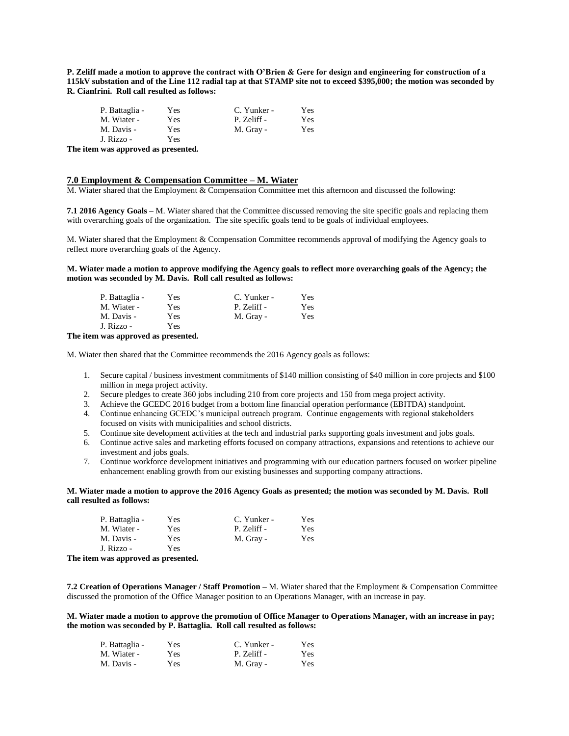**P. Zeliff made a motion to approve the contract with O'Brien & Gere for design and engineering for construction of a 115kV substation and of the Line 112 radial tap at that STAMP site not to exceed $395,000; the motion was seconded by R. Cianfrini. Roll call resulted as follows:**

| | | | |
|---|---|---|---|
| P. Battaglia - | Yes | C. Yunker - | Yes |
| M. Wiater - | Yes | P. Zeliff - | Yes |
| M. Davis - | Yes | M. Gray - | Yes |
| J. Rizzo - | Yes | | |

**The item was approved as presented.**

## 7.0 Employment & Compensation Committee – M. Wiater

M. Wiater shared that the Employment & Compensation Committee met this afternoon and discussed the following:

**7.1 2016 Agency Goals –** M. Wiater shared that the Committee discussed removing the site specific goals and replacing them with overarching goals of the organization. The site specific goals tend to be goals of individual employees.

M. Wiater shared that the Employment & Compensation Committee recommends approval of modifying the Agency goals to reflect more overarching goals of the Agency.

**M. Wiater made a motion to approve modifying the Agency goals to reflect more overarching goals of the Agency; the motion was seconded by M. Davis. Roll call resulted as follows:**

| | | | |
|---|---|---|---|
| P. Battaglia - | Yes | C. Yunker - | Yes |
| M. Wiater - | Yes | P. Zeliff - | Yes |
| M. Davis - | Yes | M. Gray - | Yes |
| J. Rizzo - | Yes | | |

**The item was approved as presented.**

M. Wiater then shared that the Committee recommends the 2016 Agency goals as follows:

1. Secure capital / business investment commitments of $140 million consisting of $40 million in core projects and $100 million in mega project activity.
2. Secure pledges to create 360 jobs including 210 from core projects and 150 from mega project activity.
3. Achieve the GCEDC 2016 budget from a bottom line financial operation performance (EBITDA) standpoint.
4. Continue enhancing GCEDC's municipal outreach program. Continue engagements with regional stakeholders focused on visits with municipalities and school districts.
5. Continue site development activities at the tech and industrial parks supporting goals investment and jobs goals.
6. Continue active sales and marketing efforts focused on company attractions, expansions and retentions to achieve our investment and jobs goals.
7. Continue workforce development initiatives and programming with our education partners focused on worker pipeline enhancement enabling growth from our existing businesses and supporting company attractions.

**M. Wiater made a motion to approve the 2016 Agency Goals as presented; the motion was seconded by M. Davis. Roll call resulted as follows:**

| | | | |
|---|---|---|---|
| P. Battaglia - | Yes | C. Yunker - | Yes |
| M. Wiater - | Yes | P. Zeliff - | Yes |
| M. Davis - | Yes | M. Gray - | Yes |
| J. Rizzo - | Yes | | |

**The item was approved as presented.**

**7.2 Creation of Operations Manager / Staff Promotion –** M. Wiater shared that the Employment & Compensation Committee discussed the promotion of the Office Manager position to an Operations Manager, with an increase in pay.

**M. Wiater made a motion to approve the promotion of Office Manager to Operations Manager, with an increase in pay; the motion was seconded by P. Battaglia. Roll call resulted as follows:**

| | | | |
|---|---|---|---|
| P. Battaglia - | Yes | C. Yunker - | Yes |
| M. Wiater - | Yes | P. Zeliff - | Yes |
| M. Davis - | Yes | M. Gray - | Yes |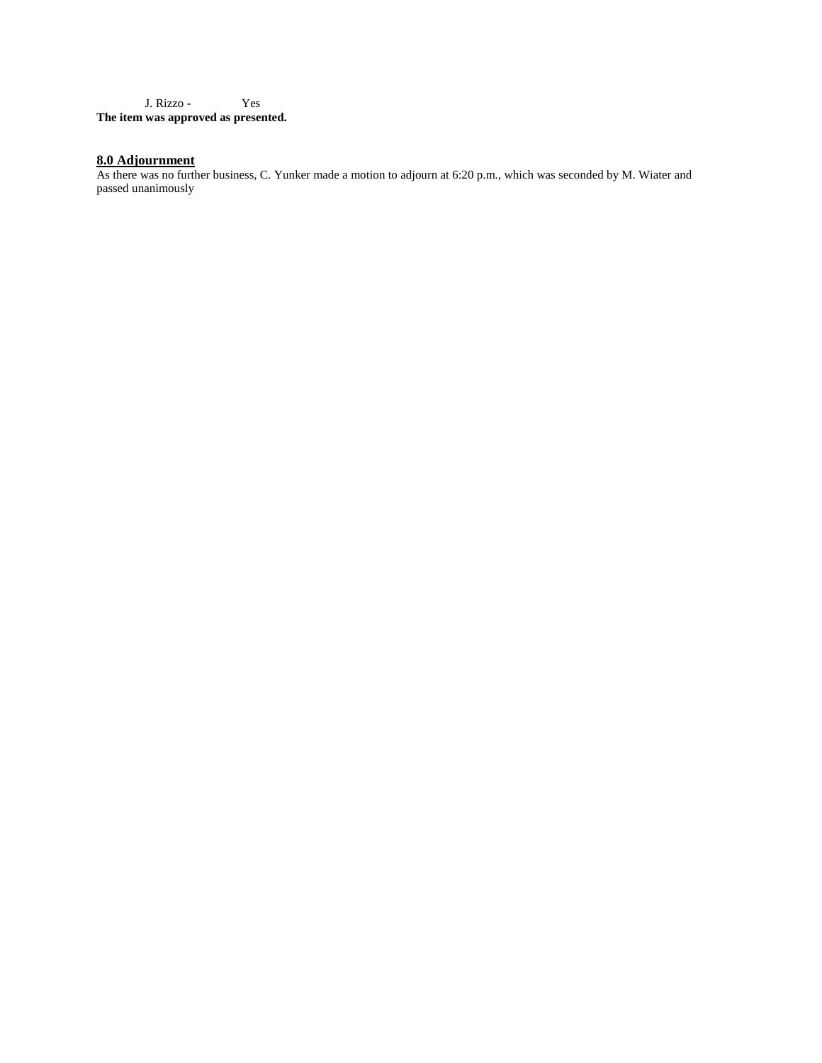J. Rizzo - Yes

**The item was approved as presented.**

## 8.0 Adjournment

As there was no further business, C. Yunker made a motion to adjourn at 6:20 p.m., which was seconded by M. Wiater and passed unanimously